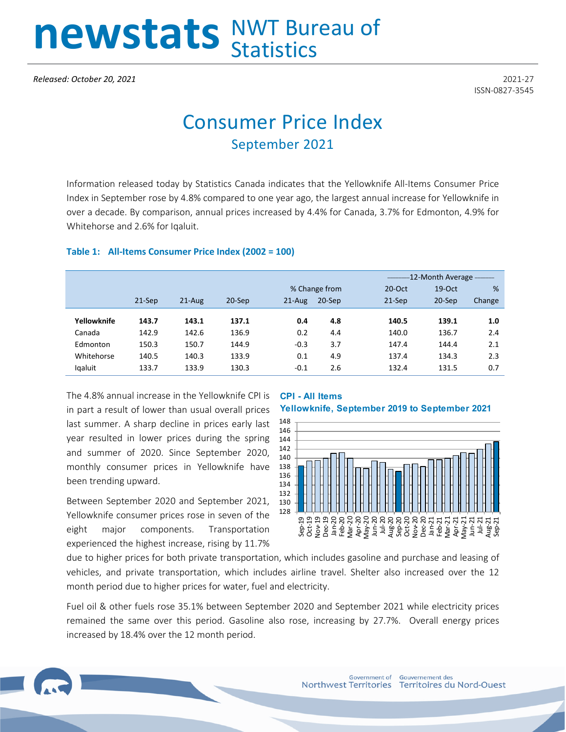# newstats NWT Bureau of Statistics

*Released: October 20, 2021*

2021-27
ISSN-0827-3545

# Consumer Price Index

## September 2021

Information released today by Statistics Canada indicates that the Yellowknife All-Items Consumer Price Index in September rose by 4.8% compared to one year ago, the largest annual increase for Yellowknife in over a decade. By comparison, annual prices increased by 4.4% for Canada, 3.7% for Edmonton, 4.9% for Whitehorse and 2.6% for Iqaluit.

### Table 1: All-Items Consumer Price Index (2002 = 100)

| | | | | % Change from | | 12-Month Average | | |
|---|---|---|---|---|---|---|---|---|
| | 21-Sep | 21-Aug | 20-Sep | 21-Aug | 20-Sep | 20-Oct 21-Sep | 19-Oct 20-Sep | % Change |
| **Yellowknife** | **143.7** | **143.1** | **137.1** | **0.4** | **4.8** | **140.5** | **139.1** | **1.0** |
| Canada | 142.9 | 142.6 | 136.9 | 0.2 | 4.4 | 140.0 | 136.7 | 2.4 |
| Edmonton | 150.3 | 150.7 | 144.9 | -0.3 | 3.7 | 147.4 | 144.4 | 2.1 |
| Whitehorse | 140.5 | 140.3 | 133.9 | 0.1 | 4.9 | 137.4 | 134.3 | 2.3 |
| Iqaluit | 133.7 | 133.9 | 130.3 | -0.1 | 2.6 | 132.4 | 131.5 | 0.7 |

The 4.8% annual increase in the Yellowknife CPI is in part a result of lower than usual overall prices last summer. A sharp decline in prices early last year resulted in lower prices during the spring and summer of 2020. Since September 2020, monthly consumer prices in Yellowknife have been trending upward.

**CPI - All Items**
**Yellowknife, September 2019 to September 2021**

Between September 2020 and September 2021, Yellowknife consumer prices rose in seven of the eight major components. Transportation experienced the highest increase, rising by 11.7% due to higher prices for both private transportation, which includes gasoline and purchase and leasing of vehicles, and private transportation, which includes airline travel. Shelter also increased over the 12 month period due to higher prices for water, fuel and electricity.

Fuel oil & other fuels rose 35.1% between September 2020 and September 2021 while electricity prices remained the same over this period. Gasoline also rose, increasing by 27.7%. Overall energy prices increased by 18.4% over the 12 month period.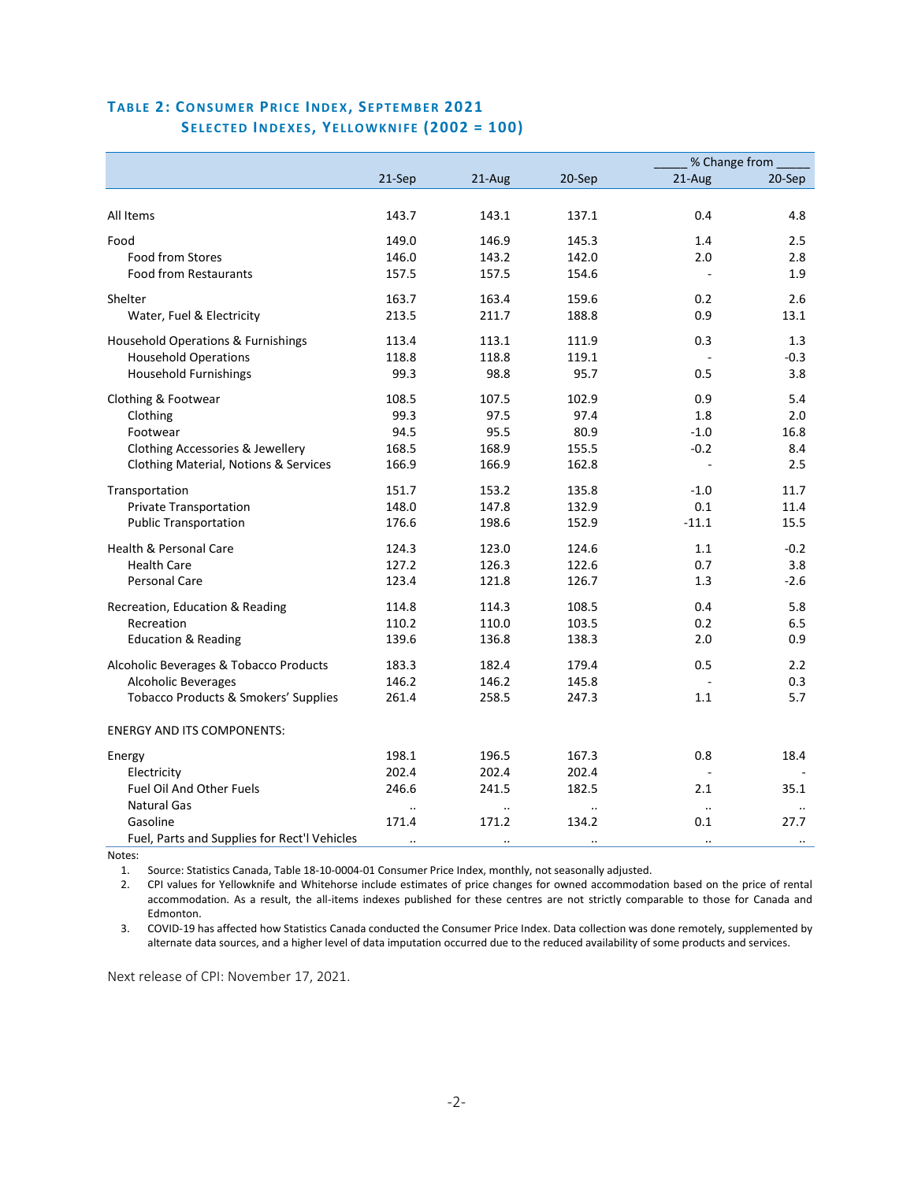## TABLE 2: CONSUMER PRICE INDEX, SEPTEMBER 2021
### SELECTED INDEXES, YELLOWKNIFE (2002 = 100)

| | | | | % Change from | |
|---|---|---|---|---|---|
| | 21-Sep | 21-Aug | 20-Sep | 21-Aug | 20-Sep |
| All Items | 143.7 | 143.1 | 137.1 | 0.4 | 4.8 |
| Food | 149.0 | 146.9 | 145.3 | 1.4 | 2.5 |
| Food from Stores | 146.0 | 143.2 | 142.0 | 2.0 | 2.8 |
| Food from Restaurants | 157.5 | 157.5 | 154.6 | - | 1.9 |
| Shelter | 163.7 | 163.4 | 159.6 | 0.2 | 2.6 |
| Water, Fuel & Electricity | 213.5 | 211.7 | 188.8 | 0.9 | 13.1 |
| Household Operations & Furnishings | 113.4 | 113.1 | 111.9 | 0.3 | 1.3 |
| Household Operations | 118.8 | 118.8 | 119.1 | - | -0.3 |
| Household Furnishings | 99.3 | 98.8 | 95.7 | 0.5 | 3.8 |
| Clothing & Footwear | 108.5 | 107.5 | 102.9 | 0.9 | 5.4 |
| Clothing | 99.3 | 97.5 | 97.4 | 1.8 | 2.0 |
| Footwear | 94.5 | 95.5 | 80.9 | -1.0 | 16.8 |
| Clothing Accessories & Jewellery | 168.5 | 168.9 | 155.5 | -0.2 | 8.4 |
| Clothing Material, Notions & Services | 166.9 | 166.9 | 162.8 | - | 2.5 |
| Transportation | 151.7 | 153.2 | 135.8 | -1.0 | 11.7 |
| Private Transportation | 148.0 | 147.8 | 132.9 | 0.1 | 11.4 |
| Public Transportation | 176.6 | 198.6 | 152.9 | -11.1 | 15.5 |
| Health & Personal Care | 124.3 | 123.0 | 124.6 | 1.1 | -0.2 |
| Health Care | 127.2 | 126.3 | 122.6 | 0.7 | 3.8 |
| Personal Care | 123.4 | 121.8 | 126.7 | 1.3 | -2.6 |
| Recreation, Education & Reading | 114.8 | 114.3 | 108.5 | 0.4 | 5.8 |
| Recreation | 110.2 | 110.0 | 103.5 | 0.2 | 6.5 |
| Education & Reading | 139.6 | 136.8 | 138.3 | 2.0 | 0.9 |
| Alcoholic Beverages & Tobacco Products | 183.3 | 182.4 | 179.4 | 0.5 | 2.2 |
| Alcoholic Beverages | 146.2 | 146.2 | 145.8 | - | 0.3 |
| Tobacco Products & Smokers' Supplies | 261.4 | 258.5 | 247.3 | 1.1 | 5.7 |
| ENERGY AND ITS COMPONENTS: | | | | | |
| Energy | 198.1 | 196.5 | 167.3 | 0.8 | 18.4 |
| Electricity | 202.4 | 202.4 | 202.4 | - | - |
| Fuel Oil And Other Fuels | 246.6 | 241.5 | 182.5 | 2.1 | 35.1 |
| Natural Gas | .. | .. | .. | .. | .. |
| Gasoline | 171.4 | 171.2 | 134.2 | 0.1 | 27.7 |
| Fuel, Parts and Supplies for Rect'l Vehicles | .. | .. | .. | .. | .. |

Notes:

1. Source: Statistics Canada, Table 18-10-0004-01 Consumer Price Index, monthly, not seasonally adjusted.
2. CPI values for Yellowknife and Whitehorse include estimates of price changes for owned accommodation based on the price of rental accommodation. As a result, the all-items indexes published for these centres are not strictly comparable to those for Canada and Edmonton.
3. COVID-19 has affected how Statistics Canada conducted the Consumer Price Index. Data collection was done remotely, supplemented by alternate data sources, and a higher level of data imputation occurred due to the reduced availability of some products and services.

Next release of CPI: November 17, 2021.